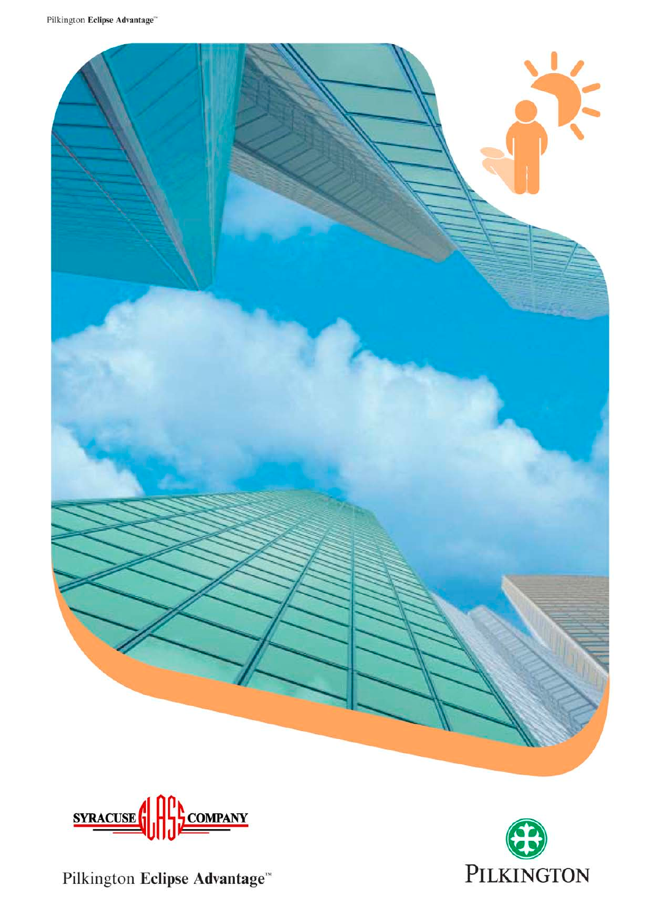SYRACUSE GLASS COMPANY

# Pilkington Eclipse Advantage™

PILKINGTON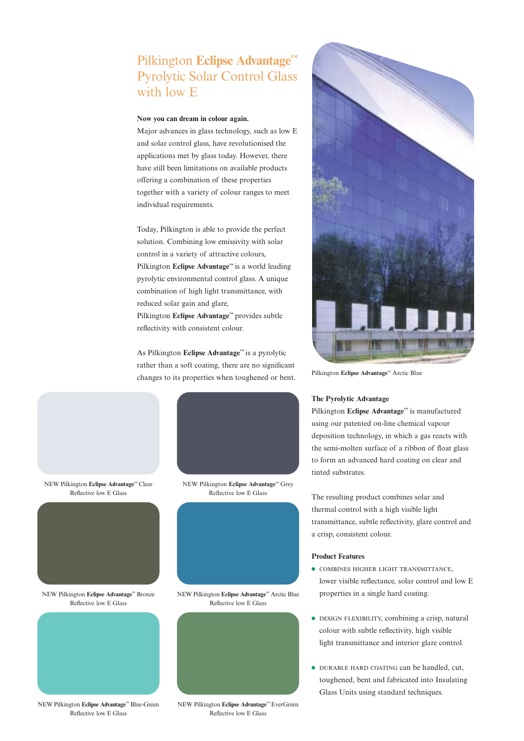# Pilkington **Eclipse Advantage**™ Pyrolytic Solar Control Glass with low E

**Now you can dream in colour again.**

Major advances in glass technology, such as low E and solar control glass, have revolutionised the applications met by glass today. However, there have still been limitations on available products offering a combination of these properties together with a variety of colour ranges to meet individual requirements.

Today, Pilkington is able to provide the perfect solution. Combining low emissivity with solar control in a variety of attractive colours, Pilkington **Eclipse Advantage**™ is a world leading pyrolytic environmental control glass. A unique combination of high light transmittance, with reduced solar gain and glare, Pilkington **Eclipse Advantage**™ provides subtle reflectivity with consistent colour.

As Pilkington **Eclipse Advantage**™ is a pyrolytic rather than a soft coating, there are no significant changes to its properties when toughened or bent.

Pilkington **Eclipse Advantage**™ Arctic Blue

NEW Pilkington **Eclipse Advantage**™ Clear Reflective low E Glass

NEW Pilkington **Eclipse Advantage**™ Grey Reflective low E Glass

NEW Pilkington **Eclipse Advantage**™ Bronze Reflective low E Glass

NEW Pilkington **Eclipse Advantage**™ Arctic Blue Reflective low E Glass

NEW Pilkington **Eclipse Advantage**™ Blue-Green Reflective low E Glass

NEW Pilkington **Eclipse Advantage**™ EverGreen Reflective low E Glass

### The Pyrolytic Advantage

Pilkington **Eclipse Advantage**™ is manufactured using our patented on-line chemical vapour deposition technology, in which a gas reacts with the semi-molten surface of a ribbon of float glass to form an advanced hard coating on clear and tinted substrates.

The resulting product combines solar and thermal control with a high visible light transmittance, subtle reflectivity, glare control and a crisp, consistent colour.

### Product Features

- COMBINES HIGHER LIGHT TRANSMITTANCE, lower visible reflectance, solar control and low E properties in a single hard coating.
- DESIGN FLEXIBILITY, combining a crisp, natural colour with subtle reflectivity, high visible light transmittance and interior glare control.
- DURABLE HARD COATING can be handled, cut, toughened, bent and fabricated into Insulating Glass Units using standard techniques.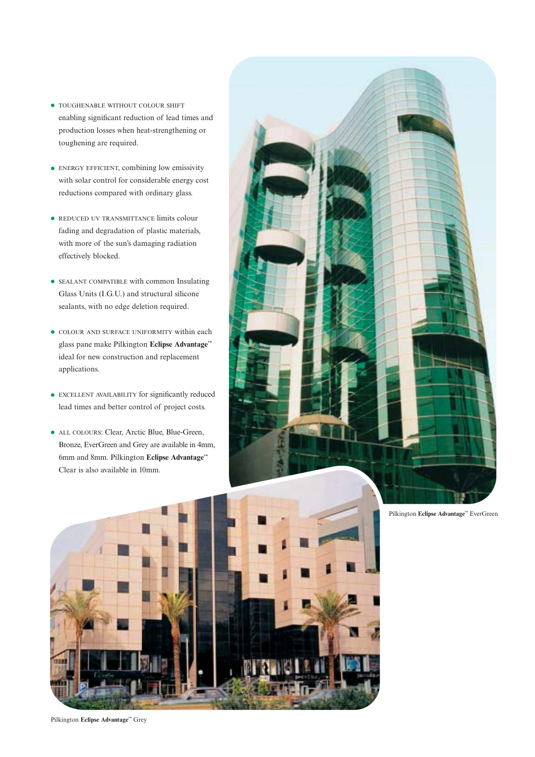- TOUGHENABLE WITHOUT COLOUR SHIFT enabling significant reduction of lead times and production losses when heat-strengthening or toughening are required.

- ENERGY EFFICIENT, combining low emissivity with solar control for considerable energy cost reductions compared with ordinary glass.

- REDUCED UV TRANSMITTANCE limits colour fading and degradation of plastic materials, with more of the sun's damaging radiation effectively blocked.

- SEALANT COMPATIBLE with common Insulating Glass Units (I.G.U.) and structural silicone sealants, with no edge deletion required.

- COLOUR AND SURFACE UNIFORMITY within each glass pane make Pilkington **Eclipse Advantage**™ ideal for new construction and replacement applications.

- EXCELLENT AVAILABILITY for significantly reduced lead times and better control of project costs.

- ALL COLOURS: Clear, Arctic Blue, Blue-Green, Bronze, EverGreen and Grey are available in 4mm, 6mm and 8mm. Pilkington **Eclipse Advantage**™ Clear is also available in 10mm.

Pilkington **Eclipse Advantage**™ EverGreen

Pilkington **Eclipse Advantage**™ Grey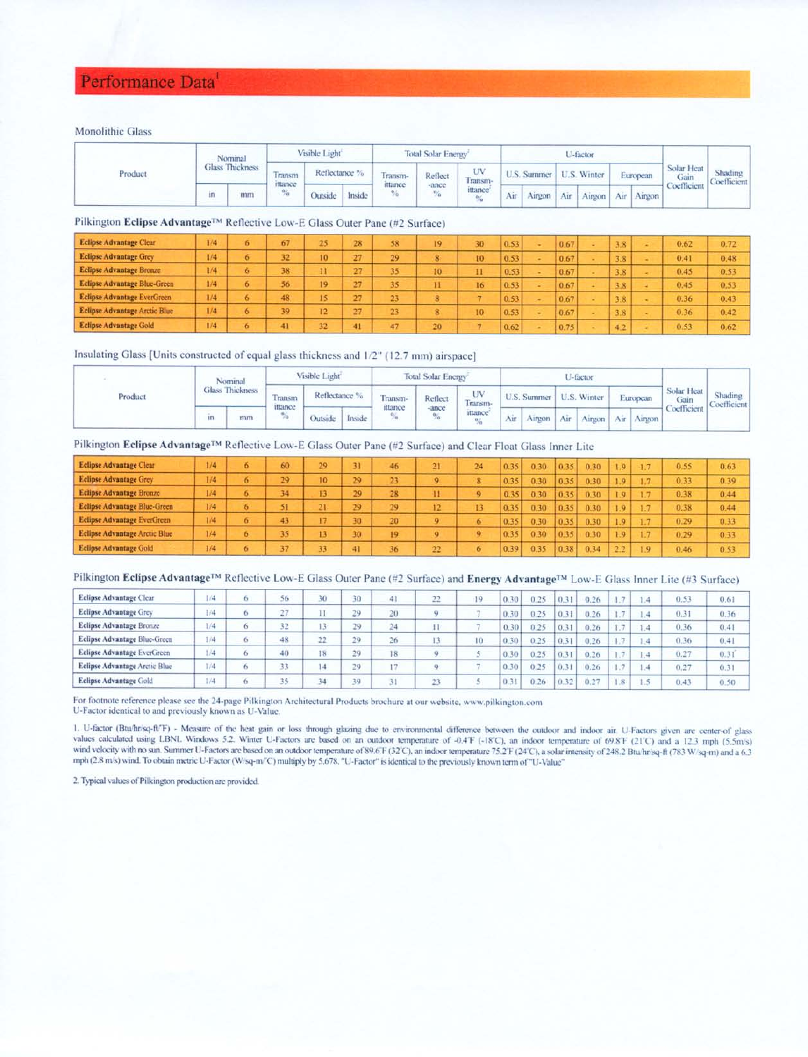## Performance Data[1]

Monolithic Glass

| Product | Nominal Glass Thickness | | Visible Light[2] | | | Total Solar Energy[2] | | | U-factor | | | | | | Solar Heat Gain Coefficient | Shading Coefficient |
|---|---|---|---|---|---|---|---|---|---|---|---|---|---|---|---|---|
| | | | Transmittance % | Reflectance % | | Transmittance % | Reflect-ance % | UV Transmittance[2] % | U.S. Summer | | U.S. Winter | | European | | | |
| | in | mm | | Outside | Inside | | | | Air | Airgon | Air | Airgon | Air | Airgon | | |
| **Pilkington Eclipse Advantage™ Reflective Low-E Glass Outer Pane (#2 Surface)** | | | | | | | | | | | | | | | | |
| Eclipse Advantage Clear | 1/4 | 6 | 67 | 25 | 28 | 58 | 19 | 30 | 0.53 | - | 0.67 | - | 3.8 | - | 0.62 | 0.72 |
| Eclipse Advantage Grey | 1/4 | 6 | 32 | 10 | 27 | 29 | 8 | 10 | 0.53 | - | 0.67 | - | 3.8 | - | 0.41 | 0.48 |
| Eclipse Advantage Bronze | 1/4 | 6 | 38 | 11 | 27 | 35 | 10 | 11 | 0.53 | - | 0.67 | - | 3.8 | - | 0.45 | 0.53 |
| Eclipse Advantage Blue-Green | 1/4 | 6 | 56 | 19 | 27 | 35 | 11 | 16 | 0.53 | - | 0.67 | - | 3.8 | - | 0.45 | 0.53 |
| Eclipse Advantage EverGreen | 1/4 | 6 | 48 | 15 | 27 | 23 | 8 | 7 | 0.53 | - | 0.67 | - | 3.8 | - | 0.36 | 0.43 |
| Eclipse Advantage Arctic Blue | 1/4 | 6 | 39 | 12 | 27 | 23 | 8 | 10 | 0.53 | - | 0.67 | - | 3.8 | - | 0.36 | 0.42 |
| Eclipse Advantage Gold | 1/4 | 6 | 41 | 32 | 41 | 47 | 20 | 7 | 0.62 | - | 0.75 | - | 4.2 | - | 0.53 | 0.62 |

Insulating Glass [Units constructed of equal glass thickness and 1/2" (12.7 mm) airspace]

| Product | Nominal Glass Thickness | | Visible Light[2] | | | Total Solar Energy[2] | | | U-factor | | | | | | Solar Heat Gain Coefficient | Shading Coefficient |
|---|---|---|---|---|---|---|---|---|---|---|---|---|---|---|---|---|
| | | | Transmittance % | Reflectance % | | Transmittance % | Reflect-ance % | UV Transmittance[2] % | U.S. Summer | | U.S. Winter | | European | | | |
| | in | mm | | Outside | Inside | | | | Air | Airgon | Air | Airgon | Air | Airgon | | |
| **Pilkington Eclipse Advantage™ Reflective Low-E Glass Outer Pane (#2 Surface) and Clear Float Glass Inner Lite** | | | | | | | | | | | | | | | | |
| Eclipse Advantage Clear | 1/4 | 6 | 60 | 29 | 31 | 46 | 21 | 24 | 0.35 | 0.30 | 0.35 | 0.30 | 1.9 | 1.7 | 0.55 | 0.63 |
| Eclipse Advantage Grey | 1/4 | 6 | 29 | 10 | 29 | 23 | 9 | 8 | 0.35 | 0.30 | 0.35 | 0.30 | 1.9 | 1.7 | 0.33 | 0.39 |
| Eclipse Advantage Bronze | 1/4 | 6 | 34 | 13 | 29 | 28 | 11 | 9 | 0.35 | 0.30 | 0.35 | 0.30 | 1.9 | 1.7 | 0.38 | 0.44 |
| Eclipse Advantage Blue-Green | 1/4 | 6 | 51 | 21 | 29 | 29 | 12 | 13 | 0.35 | 0.30 | 0.35 | 0.30 | 1.9 | 1.7 | 0.38 | 0.44 |
| Eclipse Advantage EverGreen | 1/4 | 6 | 43 | 17 | 30 | 20 | 9 | 6 | 0.35 | 0.30 | 0.35 | 0.30 | 1.9 | 1.7 | 0.29 | 0.33 |
| Eclipse Advantage Arctic Blue | 1/4 | 6 | 35 | 13 | 30 | 19 | 9 | 9 | 0.35 | 0.30 | 0.35 | 0.30 | 1.9 | 1.7 | 0.29 | 0.33 |
| Eclipse Advantage Gold | 1/4 | 6 | 37 | 33 | 41 | 36 | 22 | 6 | 0.39 | 0.35 | 0.38 | 0.34 | 2.2 | 1.9 | 0.46 | 0.53 |
| **Pilkington Eclipse Advantage™ Reflective Low-E Glass Outer Pane (#2 Surface) and Energy Advantage™ Low-E Glass Inner Lite (#3 Surface)** | | | | | | | | | | | | | | | | |
| Eclipse Advantage Clear | 1/4 | 6 | 56 | 30 | 30 | 41 | 22 | 19 | 0.30 | 0.25 | 0.31 | 0.26 | 1.7 | 1.4 | 0.53 | 0.61 |
| Eclipse Advantage Grey | 1/4 | 6 | 27 | 11 | 29 | 20 | 9 | 7 | 0.30 | 0.25 | 0.31 | 0.26 | 1.7 | 1.4 | 0.31 | 0.36 |
| Eclipse Advantage Bronze | 1/4 | 6 | 32 | 13 | 29 | 24 | 11 | 7 | 0.30 | 0.25 | 0.31 | 0.26 | 1.7 | 1.4 | 0.36 | 0.41 |
| Eclipse Advantage Blue-Green | 1/4 | 6 | 48 | 22 | 29 | 26 | 13 | 10 | 0.30 | 0.25 | 0.31 | 0.26 | 1.7 | 1.4 | 0.36 | 0.41 |
| Eclipse Advantage EverGreen | 1/4 | 6 | 40 | 18 | 29 | 18 | 9 | 5 | 0.30 | 0.25 | 0.31 | 0.26 | 1.7 | 1.4 | 0.27 | 0.31 |
| Eclipse Advantage Arctic Blue | 1/4 | 6 | 33 | 14 | 29 | 17 | 9 | 7 | 0.30 | 0.25 | 0.31 | 0.26 | 1.7 | 1.4 | 0.27 | 0.31 |
| Eclipse Advantage Gold | 1/4 | 6 | 35 | 34 | 39 | 31 | 23 | 5 | 0.31 | 0.26 | 0.32 | 0.27 | 1.8 | 1.5 | 0.43 | 0.50 |

For footnote reference please see the 24-page Pilkington Architectural Products brochure at our website, www.pilkington.com
U-Factor identical to and previously known as U-Value.

1. U-factor (Btu/hr-sq-ft/°F) - Measure of the heat gain or loss through glazing due to environmental difference between the outdoor and indoor air. U-Factors given are center-of glass values calculated using LBNL Windows 5.2. Winter U-Factors are based on an outdoor temperature of -0.4°F (-18°C), an indoor temperature of 69.8°F (21°C) and a 12.3 mph (5.5m/s) wind velocity with no sun. Summer U-Factors are based on an outdoor temperature of 89.6°F (32°C), an indoor temperature 75.2°F (24°C), a solar intensity of 248.2 Btu/hr/sq-ft (783 W/sq-m) and a 6.3 mph (2.8 m/s) wind. To obtain metric U-Factor (W/sq-m/°C) multiply by 5.678. "U-Factor" is identical to the previously known term of "U-Value"

2. Typical values of Pilkington production are provided.